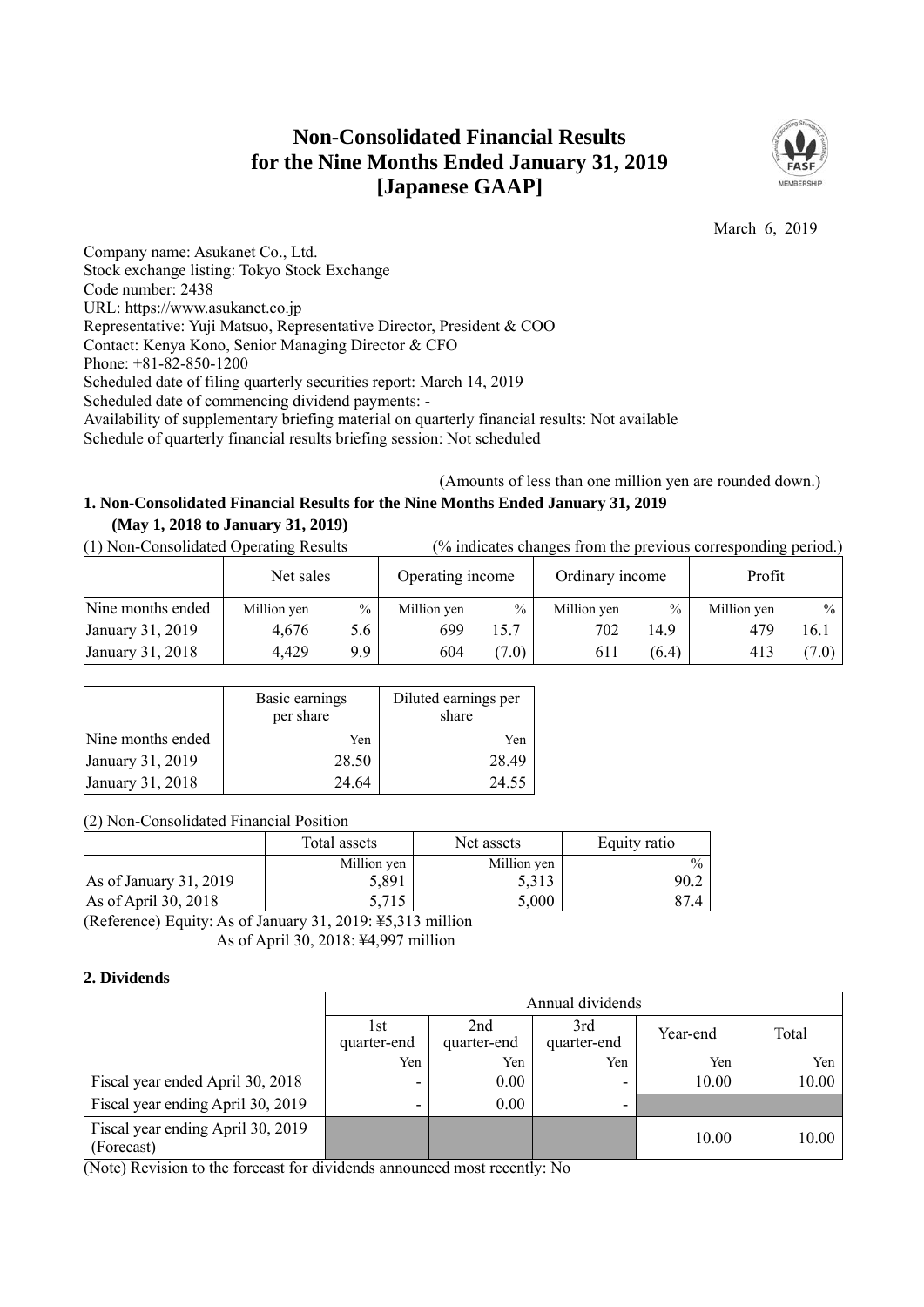# Non-Consolidated Financial Results for the Nine Months Ended January 31, 2019 [Japanese GAAP]

March 6, 2019

Company name: Asukanet Co., Ltd.
Stock exchange listing: Tokyo Stock Exchange
Code number: 2438
URL: https://www.asukanet.co.jp
Representative: Yuji Matsuo, Representative Director, President & COO
Contact: Kenya Kono, Senior Managing Director & CFO
Phone: +81-82-850-1200
Scheduled date of filing quarterly securities report: March 14, 2019
Scheduled date of commencing dividend payments: -
Availability of supplementary briefing material on quarterly financial results: Not available
Schedule of quarterly financial results briefing session: Not scheduled

(Amounts of less than one million yen are rounded down.)

## 1. Non-Consolidated Financial Results for the Nine Months Ended January 31, 2019 (May 1, 2018 to January 31, 2019)

(1) Non-Consolidated Operating Results (% indicates changes from the previous corresponding period.)

| | Net sales | | Operating income | | Ordinary income | | Profit | |
|---|---|---|---|---|---|---|---|---|
| Nine months ended | Million yen | % | Million yen | % | Million yen | % | Million yen | % |
| January 31, 2019 | 4,676 | 5.6 | 699 | 15.7 | 702 | 14.9 | 479 | 16.1 |
| January 31, 2018 | 4,429 | 9.9 | 604 | (7.0) | 611 | (6.4) | 413 | (7.0) |

| | Basic earnings per share | Diluted earnings per share |
|---|---|---|
| Nine months ended | Yen | Yen |
| January 31, 2019 | 28.50 | 28.49 |
| January 31, 2018 | 24.64 | 24.55 |

(2) Non-Consolidated Financial Position

| | Total assets | Net assets | Equity ratio |
|---|---|---|---|
| | Million yen | Million yen | % |
| As of January 31, 2019 | 5,891 | 5,313 | 90.2 |
| As of April 30, 2018 | 5,715 | 5,000 | 87.4 |

(Reference) Equity: As of January 31, 2019: ¥5,313 million
As of April 30, 2018: ¥4,997 million

## 2. Dividends

| | Annual dividends | | | | |
|---|---|---|---|---|---|
| | 1st quarter-end | 2nd quarter-end | 3rd quarter-end | Year-end | Total |
| | Yen | Yen | Yen | Yen | Yen |
| Fiscal year ended April 30, 2018 | - | 0.00 | - | 10.00 | 10.00 |
| Fiscal year ending April 30, 2019 | - | 0.00 | - | | |
| Fiscal year ending April 30, 2019 (Forecast) | | | | 10.00 | 10.00 |

(Note) Revision to the forecast for dividends announced most recently: No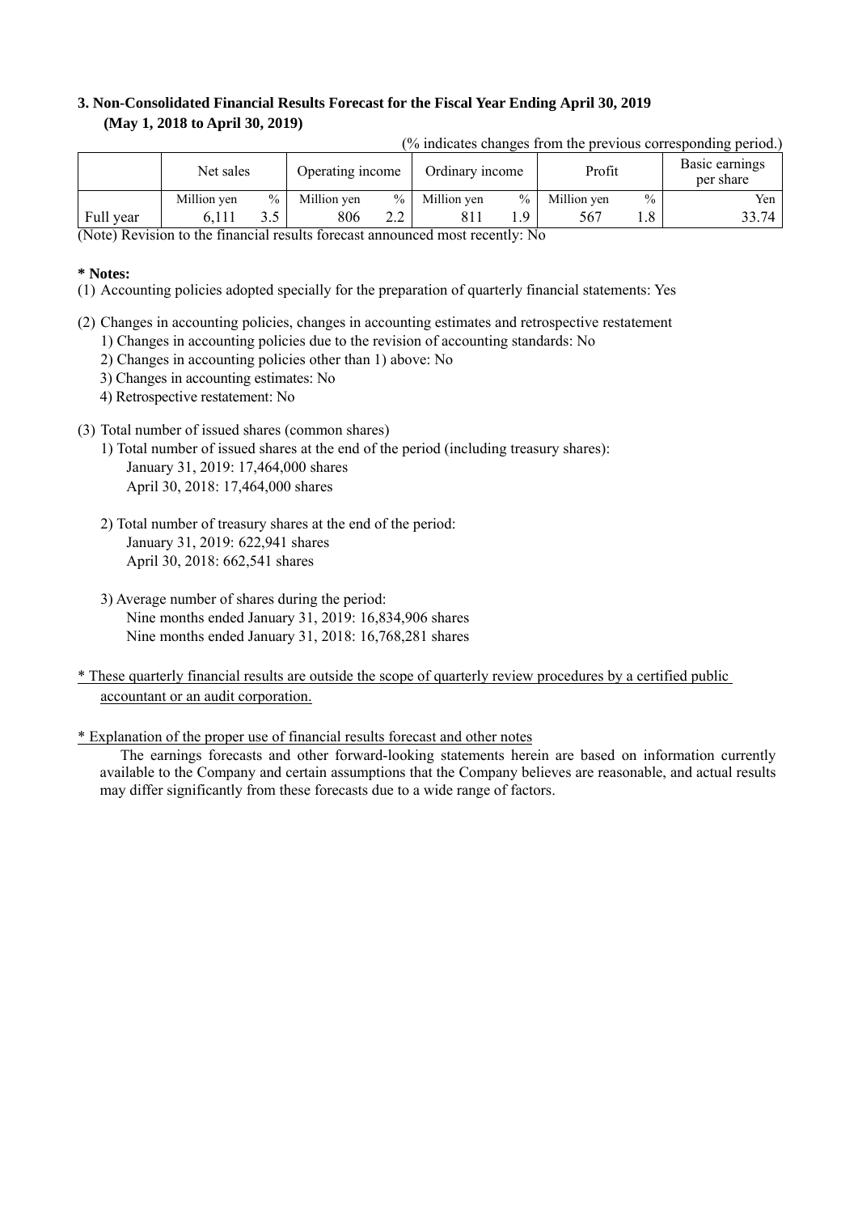### 3. Non-Consolidated Financial Results Forecast for the Fiscal Year Ending April 30, 2019
### (May 1, 2018 to April 30, 2019)

(% indicates changes from the previous corresponding period.)

| | Net sales | | Operating income | | Ordinary income | | Profit | | Basic earnings per share |
|---|---|---|---|---|---|---|---|---|---|
| | Million yen | % | Million yen | % | Million yen | % | Million yen | % | Yen |
| Full year | 6,111 | 3.5 | 806 | 2.2 | 811 | 1.9 | 567 | 1.8 | 33.74 |

(Note) Revision to the financial results forecast announced most recently: No

**\* Notes:**

(1) Accounting policies adopted specially for the preparation of quarterly financial statements: Yes

(2) Changes in accounting policies, changes in accounting estimates and retrospective restatement
1) Changes in accounting policies due to the revision of accounting standards: No
2) Changes in accounting policies other than 1) above: No
3) Changes in accounting estimates: No
4) Retrospective restatement: No

(3) Total number of issued shares (common shares)

1) Total number of issued shares at the end of the period (including treasury shares):
January 31, 2019: 17,464,000 shares
April 30, 2018: 17,464,000 shares

2) Total number of treasury shares at the end of the period:
January 31, 2019: 622,941 shares
April 30, 2018: 662,541 shares

3) Average number of shares during the period:
Nine months ended January 31, 2019: 16,834,906 shares
Nine months ended January 31, 2018: 16,768,281 shares

\* These quarterly financial results are outside the scope of quarterly review procedures by a certified public accountant or an audit corporation.

\* Explanation of the proper use of financial results forecast and other notes

The earnings forecasts and other forward-looking statements herein are based on information currently available to the Company and certain assumptions that the Company believes are reasonable, and actual results may differ significantly from these forecasts due to a wide range of factors.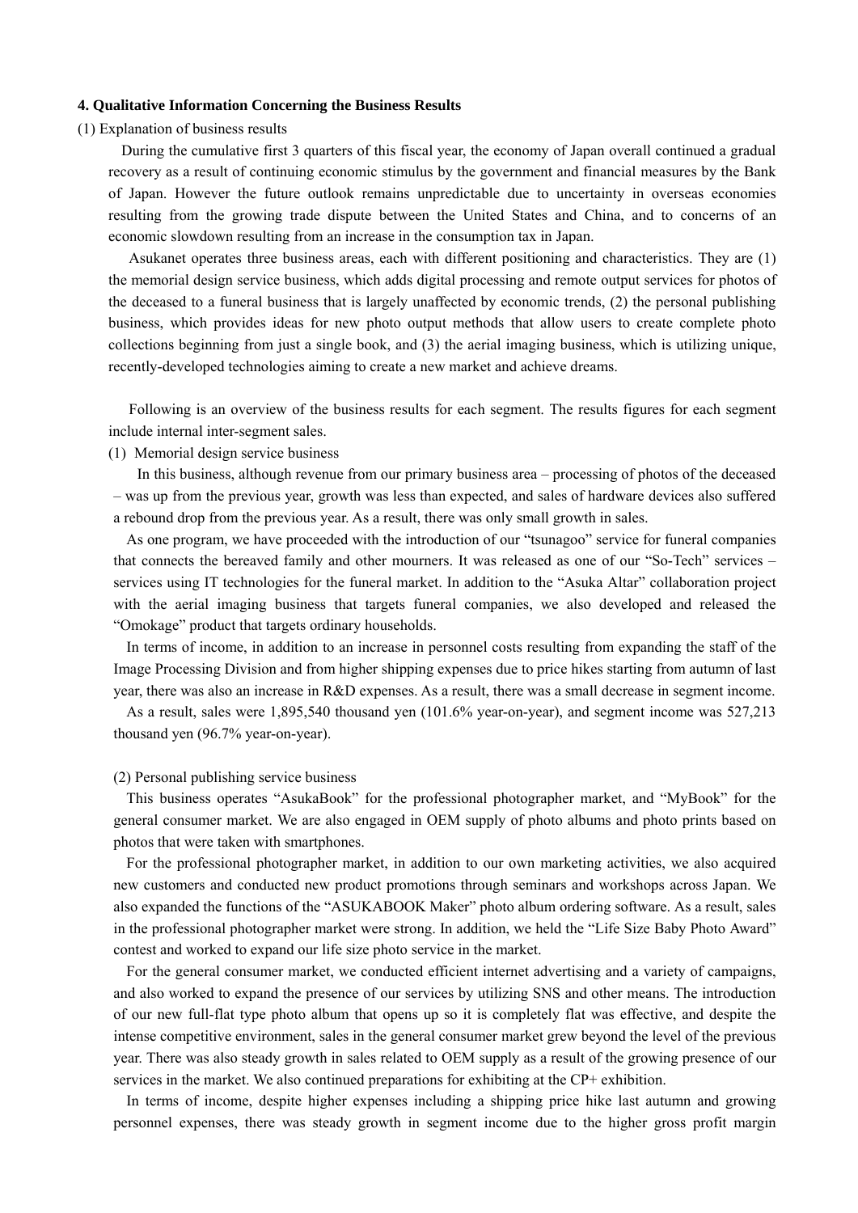### 4. Qualitative Information Concerning the Business Results

(1) Explanation of business results

During the cumulative first 3 quarters of this fiscal year, the economy of Japan overall continued a gradual recovery as a result of continuing economic stimulus by the government and financial measures by the Bank of Japan. However the future outlook remains unpredictable due to uncertainty in overseas economies resulting from the growing trade dispute between the United States and China, and to concerns of an economic slowdown resulting from an increase in the consumption tax in Japan.

Asukanet operates three business areas, each with different positioning and characteristics. They are (1) the memorial design service business, which adds digital processing and remote output services for photos of the deceased to a funeral business that is largely unaffected by economic trends, (2) the personal publishing business, which provides ideas for new photo output methods that allow users to create complete photo collections beginning from just a single book, and (3) the aerial imaging business, which is utilizing unique, recently-developed technologies aiming to create a new market and achieve dreams.

Following is an overview of the business results for each segment. The results figures for each segment include internal inter-segment sales.

(1) Memorial design service business

In this business, although revenue from our primary business area – processing of photos of the deceased – was up from the previous year, growth was less than expected, and sales of hardware devices also suffered a rebound drop from the previous year. As a result, there was only small growth in sales.

As one program, we have proceeded with the introduction of our "tsunagoo" service for funeral companies that connects the bereaved family and other mourners. It was released as one of our "So-Tech" services – services using IT technologies for the funeral market. In addition to the "Asuka Altar" collaboration project with the aerial imaging business that targets funeral companies, we also developed and released the "Omokage" product that targets ordinary households.

In terms of income, in addition to an increase in personnel costs resulting from expanding the staff of the Image Processing Division and from higher shipping expenses due to price hikes starting from autumn of last year, there was also an increase in R&D expenses. As a result, there was a small decrease in segment income.

As a result, sales were 1,895,540 thousand yen (101.6% year-on-year), and segment income was 527,213 thousand yen (96.7% year-on-year).

(2) Personal publishing service business

This business operates "AsukaBook" for the professional photographer market, and "MyBook" for the general consumer market. We are also engaged in OEM supply of photo albums and photo prints based on photos that were taken with smartphones.

For the professional photographer market, in addition to our own marketing activities, we also acquired new customers and conducted new product promotions through seminars and workshops across Japan. We also expanded the functions of the "ASUKABOOK Maker" photo album ordering software. As a result, sales in the professional photographer market were strong. In addition, we held the "Life Size Baby Photo Award" contest and worked to expand our life size photo service in the market.

For the general consumer market, we conducted efficient internet advertising and a variety of campaigns, and also worked to expand the presence of our services by utilizing SNS and other means. The introduction of our new full-flat type photo album that opens up so it is completely flat was effective, and despite the intense competitive environment, sales in the general consumer market grew beyond the level of the previous year. There was also steady growth in sales related to OEM supply as a result of the growing presence of our services in the market. We also continued preparations for exhibiting at the CP+ exhibition.

In terms of income, despite higher expenses including a shipping price hike last autumn and growing personnel expenses, there was steady growth in segment income due to the higher gross profit margin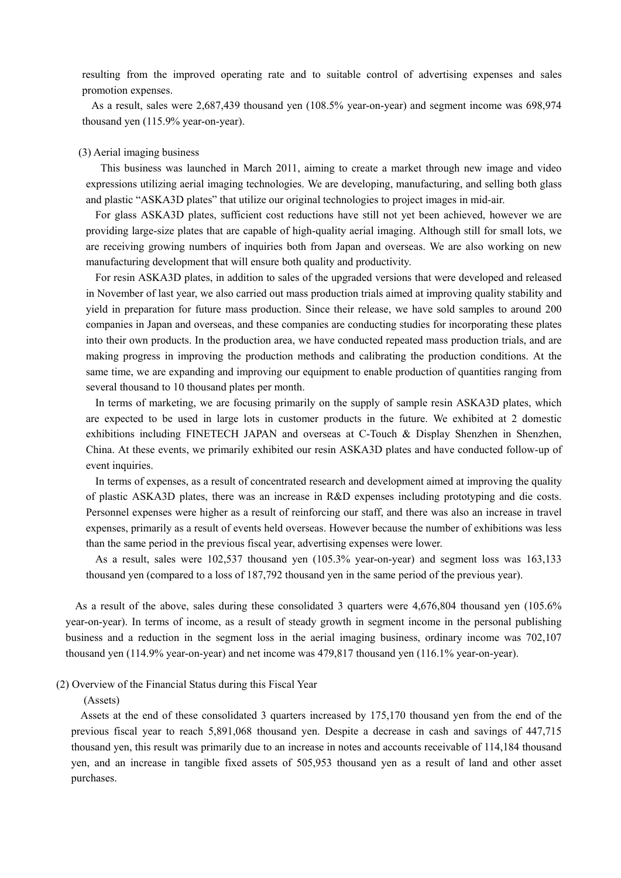resulting from the improved operating rate and to suitable control of advertising expenses and sales promotion expenses.

As a result, sales were 2,687,439 thousand yen (108.5% year-on-year) and segment income was 698,974 thousand yen (115.9% year-on-year).

(3) Aerial imaging business

This business was launched in March 2011, aiming to create a market through new image and video expressions utilizing aerial imaging technologies. We are developing, manufacturing, and selling both glass and plastic "ASKA3D plates" that utilize our original technologies to project images in mid-air.

For glass ASKA3D plates, sufficient cost reductions have still not yet been achieved, however we are providing large-size plates that are capable of high-quality aerial imaging. Although still for small lots, we are receiving growing numbers of inquiries both from Japan and overseas. We are also working on new manufacturing development that will ensure both quality and productivity.

For resin ASKA3D plates, in addition to sales of the upgraded versions that were developed and released in November of last year, we also carried out mass production trials aimed at improving quality stability and yield in preparation for future mass production. Since their release, we have sold samples to around 200 companies in Japan and overseas, and these companies are conducting studies for incorporating these plates into their own products. In the production area, we have conducted repeated mass production trials, and are making progress in improving the production methods and calibrating the production conditions. At the same time, we are expanding and improving our equipment to enable production of quantities ranging from several thousand to 10 thousand plates per month.

In terms of marketing, we are focusing primarily on the supply of sample resin ASKA3D plates, which are expected to be used in large lots in customer products in the future. We exhibited at 2 domestic exhibitions including FINETECH JAPAN and overseas at C-Touch & Display Shenzhen in Shenzhen, China. At these events, we primarily exhibited our resin ASKA3D plates and have conducted follow-up of event inquiries.

In terms of expenses, as a result of concentrated research and development aimed at improving the quality of plastic ASKA3D plates, there was an increase in R&D expenses including prototyping and die costs. Personnel expenses were higher as a result of reinforcing our staff, and there was also an increase in travel expenses, primarily as a result of events held overseas. However because the number of exhibitions was less than the same period in the previous fiscal year, advertising expenses were lower.

As a result, sales were 102,537 thousand yen (105.3% year-on-year) and segment loss was 163,133 thousand yen (compared to a loss of 187,792 thousand yen in the same period of the previous year).

As a result of the above, sales during these consolidated 3 quarters were 4,676,804 thousand yen (105.6% year-on-year). In terms of income, as a result of steady growth in segment income in the personal publishing business and a reduction in the segment loss in the aerial imaging business, ordinary income was 702,107 thousand yen (114.9% year-on-year) and net income was 479,817 thousand yen (116.1% year-on-year).

(2) Overview of the Financial Status during this Fiscal Year

(Assets)

Assets at the end of these consolidated 3 quarters increased by 175,170 thousand yen from the end of the previous fiscal year to reach 5,891,068 thousand yen. Despite a decrease in cash and savings of 447,715 thousand yen, this result was primarily due to an increase in notes and accounts receivable of 114,184 thousand yen, and an increase in tangible fixed assets of 505,953 thousand yen as a result of land and other asset purchases.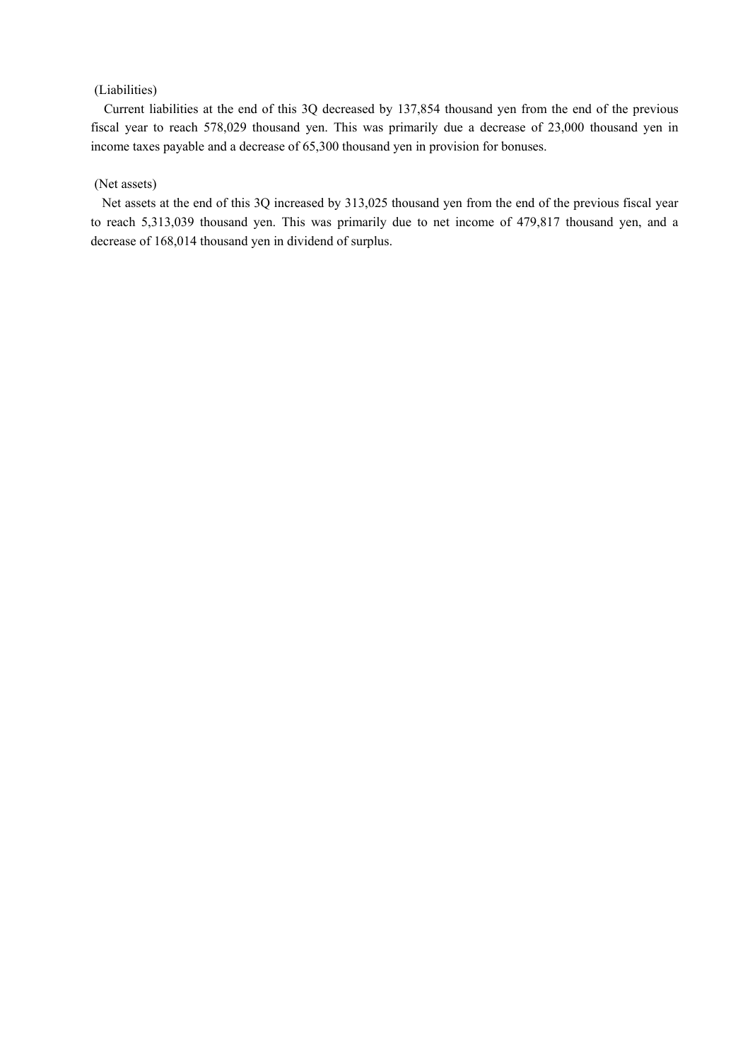(Liabilities)

Current liabilities at the end of this 3Q decreased by 137,854 thousand yen from the end of the previous fiscal year to reach 578,029 thousand yen. This was primarily due a decrease of 23,000 thousand yen in income taxes payable and a decrease of 65,300 thousand yen in provision for bonuses.

(Net assets)

Net assets at the end of this 3Q increased by 313,025 thousand yen from the end of the previous fiscal year to reach 5,313,039 thousand yen. This was primarily due to net income of 479,817 thousand yen, and a decrease of 168,014 thousand yen in dividend of surplus.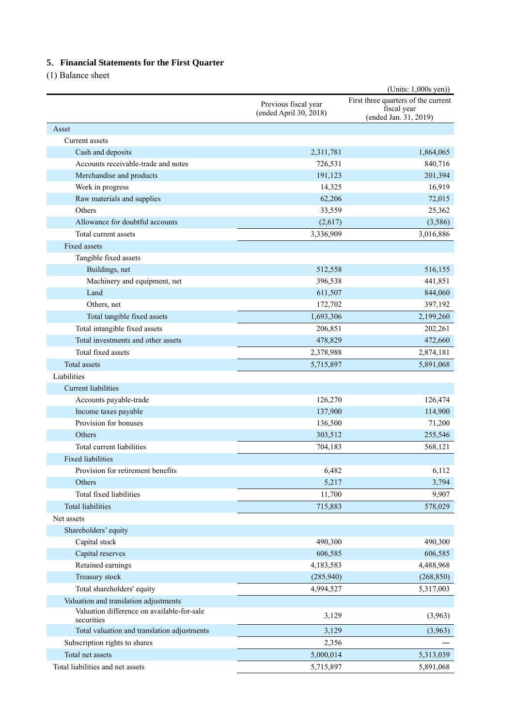## 5. Financial Statements for the First Quarter

(1) Balance sheet

(Units: 1,000s yen))

| | Previous fiscal year (ended April 30, 2018) | First three quarters of the current fiscal year (ended Jan. 31, 2019) |
|---|---|---|
| Asset | | |
| Current assets | | |
| Cash and deposits | 2,311,781 | 1,864,065 |
| Accounts receivable-trade and notes | 726,531 | 840,716 |
| Merchandise and products | 191,123 | 201,394 |
| Work in progress | 14,325 | 16,919 |
| Raw materials and supplies | 62,206 | 72,015 |
| Others | 33,559 | 25,362 |
| Allowance for doubtful accounts | (2,617) | (3,586) |
| Total current assets | 3,336,909 | 3,016,886 |
| Fixed assets | | |
| Tangible fixed assets | | |
| Buildings, net | 512,558 | 516,155 |
| Machinery and equipment, net | 396,538 | 441,851 |
| Land | 611,507 | 844,060 |
| Others, net | 172,702 | 397,192 |
| Total tangible fixed assets | 1,693,306 | 2,199,260 |
| Total intangible fixed assets | 206,851 | 202,261 |
| Total investments and other assets | 478,829 | 472,660 |
| Total fixed assets | 2,378,988 | 2,874,181 |
| Total assets | 5,715,897 | 5,891,068 |
| Liabilities | | |
| Current liabilities | | |
| Accounts payable-trade | 126,270 | 126,474 |
| Income taxes payable | 137,900 | 114,900 |
| Provision for bonuses | 136,500 | 71,200 |
| Others | 303,512 | 255,546 |
| Total current liabilities | 704,183 | 568,121 |
| Fixed liabilities | | |
| Provision for retirement benefits | 6,482 | 6,112 |
| Others | 5,217 | 3,794 |
| Total fixed liabilities | 11,700 | 9,907 |
| Total liabilities | 715,883 | 578,029 |
| Net assets | | |
| Shareholders' equity | | |
| Capital stock | 490,300 | 490,300 |
| Capital reserves | 606,585 | 606,585 |
| Retained earnings | 4,183,583 | 4,488,968 |
| Treasury stock | (285,940) | (268,850) |
| Total shareholders' equity | 4,994,527 | 5,317,003 |
| Valuation and translation adjustments | | |
| Valuation difference on available-for-sale securities | 3,129 | (3,963) |
| Total valuation and translation adjustments | 3,129 | (3,963) |
| Subscription rights to shares | 2,356 | — |
| Total net assets | 5,000,014 | 5,313,039 |
| Total liabilities and net assets | 5,715,897 | 5,891,068 |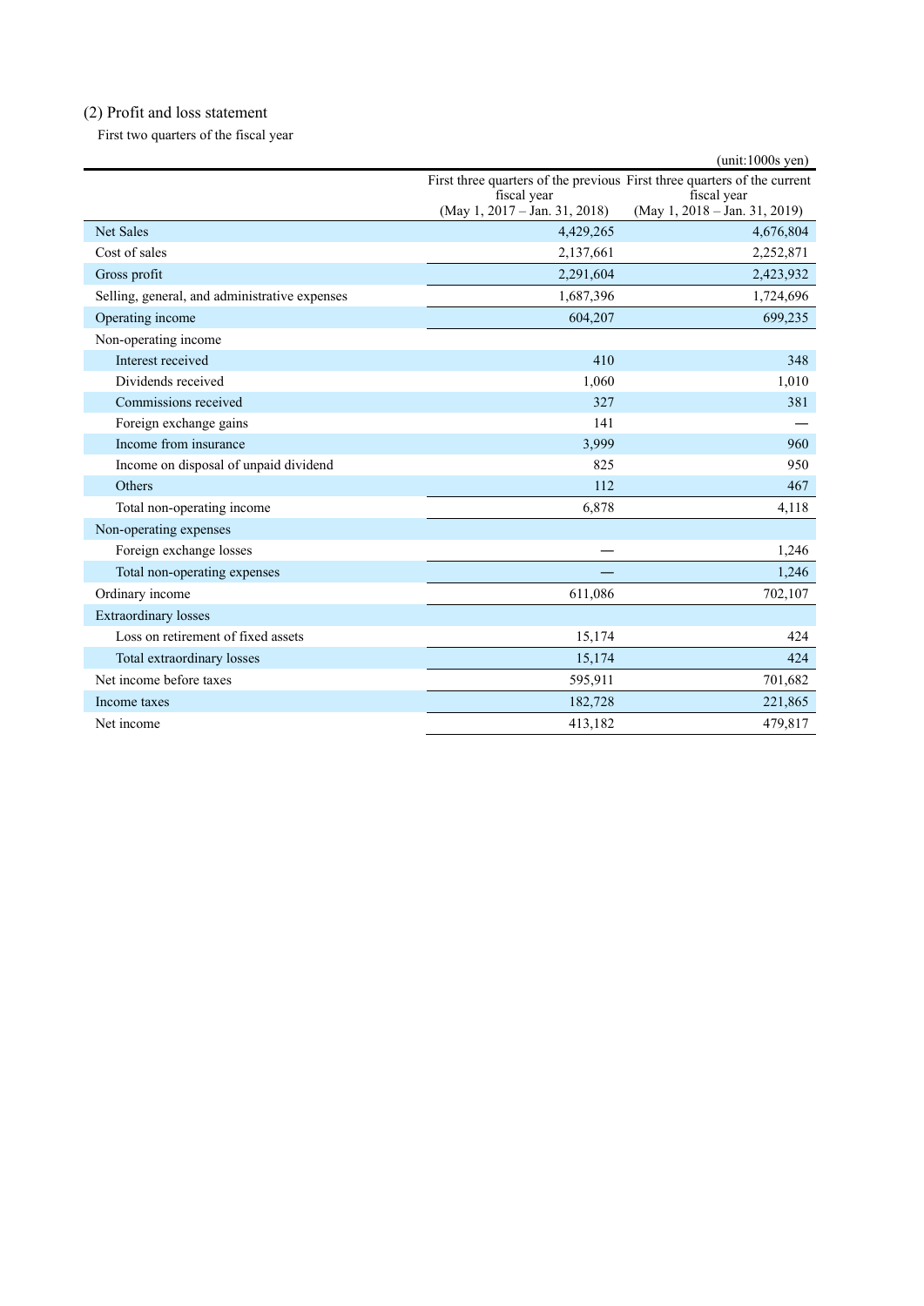## (2) Profit and loss statement

First two quarters of the fiscal year

(unit:1000s yen)

| | First three quarters of the previous fiscal year (May 1, 2017 – Jan. 31, 2018) | First three quarters of the current fiscal year (May 1, 2018 – Jan. 31, 2019) |
|---|---|---|
| Net Sales | 4,429,265 | 4,676,804 |
| Cost of sales | 2,137,661 | 2,252,871 |
| Gross profit | 2,291,604 | 2,423,932 |
| Selling, general, and administrative expenses | 1,687,396 | 1,724,696 |
| Operating income | 604,207 | 699,235 |
| Non-operating income | | |
| Interest received | 410 | 348 |
| Dividends received | 1,060 | 1,010 |
| Commissions received | 327 | 381 |
| Foreign exchange gains | 141 | — |
| Income from insurance | 3,999 | 960 |
| Income on disposal of unpaid dividend | 825 | 950 |
| Others | 112 | 467 |
| Total non-operating income | 6,878 | 4,118 |
| Non-operating expenses | | |
| Foreign exchange losses | — | 1,246 |
| Total non-operating expenses | — | 1,246 |
| Ordinary income | 611,086 | 702,107 |
| Extraordinary losses | | |
| Loss on retirement of fixed assets | 15,174 | 424 |
| Total extraordinary losses | 15,174 | 424 |
| Net income before taxes | 595,911 | 701,682 |
| Income taxes | 182,728 | 221,865 |
| Net income | 413,182 | 479,817 |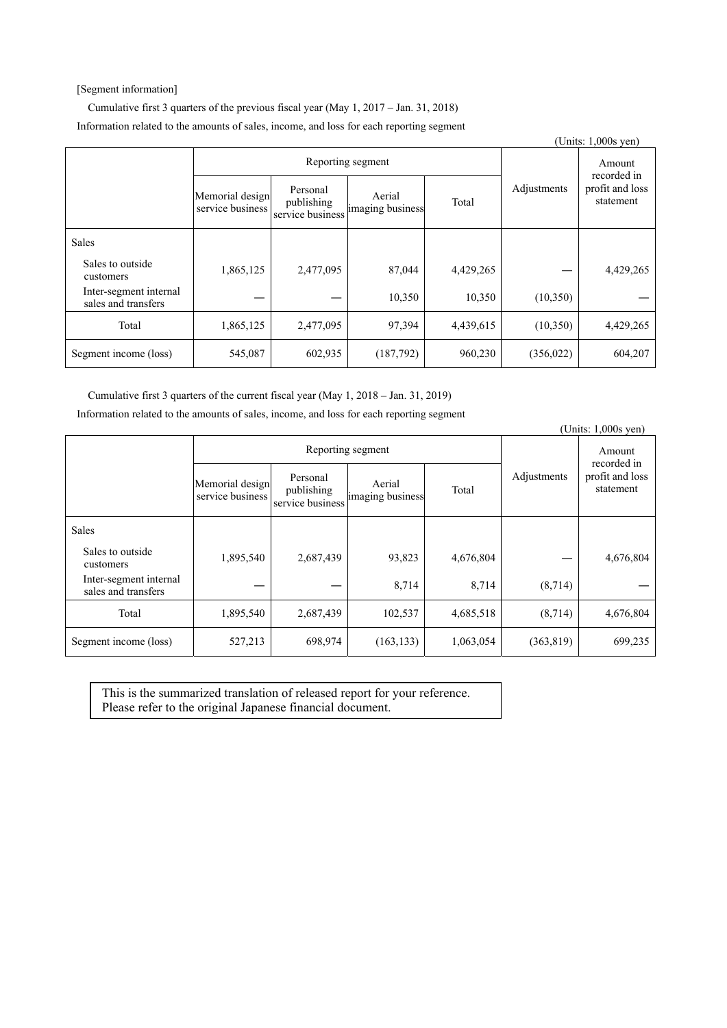[Segment information]

Cumulative first 3 quarters of the previous fiscal year (May 1, 2017 – Jan. 31, 2018)

Information related to the amounts of sales, income, and loss for each reporting segment

(Units: 1,000s yen)

| | Reporting segment | | | | Adjustments | Amount recorded in profit and loss statement |
|---|---|---|---|---|---|---|
| | Memorial design service business | Personal publishing service business | Aerial imaging business | Total | | |
| Sales | | | | | | |
| Sales to outside customers | 1,865,125 | 2,477,095 | 87,044 | 4,429,265 | — | 4,429,265 |
| Inter-segment internal sales and transfers | — | — | 10,350 | 10,350 | (10,350) | — |
| Total | 1,865,125 | 2,477,095 | 97,394 | 4,439,615 | (10,350) | 4,429,265 |
| Segment income (loss) | 545,087 | 602,935 | (187,792) | 960,230 | (356,022) | 604,207 |

Cumulative first 3 quarters of the current fiscal year (May 1, 2018 – Jan. 31, 2019)

Information related to the amounts of sales, income, and loss for each reporting segment

(Units: 1,000s yen)

| | Reporting segment | | | | Adjustments | Amount recorded in profit and loss statement |
|---|---|---|---|---|---|---|
| | Memorial design service business | Personal publishing service business | Aerial imaging business | Total | | |
| Sales | | | | | | |
| Sales to outside customers | 1,895,540 | 2,687,439 | 93,823 | 4,676,804 | — | 4,676,804 |
| Inter-segment internal sales and transfers | — | — | 8,714 | 8,714 | (8,714) | — |
| Total | 1,895,540 | 2,687,439 | 102,537 | 4,685,518 | (8,714) | 4,676,804 |
| Segment income (loss) | 527,213 | 698,974 | (163,133) | 1,063,054 | (363,819) | 699,235 |

This is the summarized translation of released report for your reference.
Please refer to the original Japanese financial document.